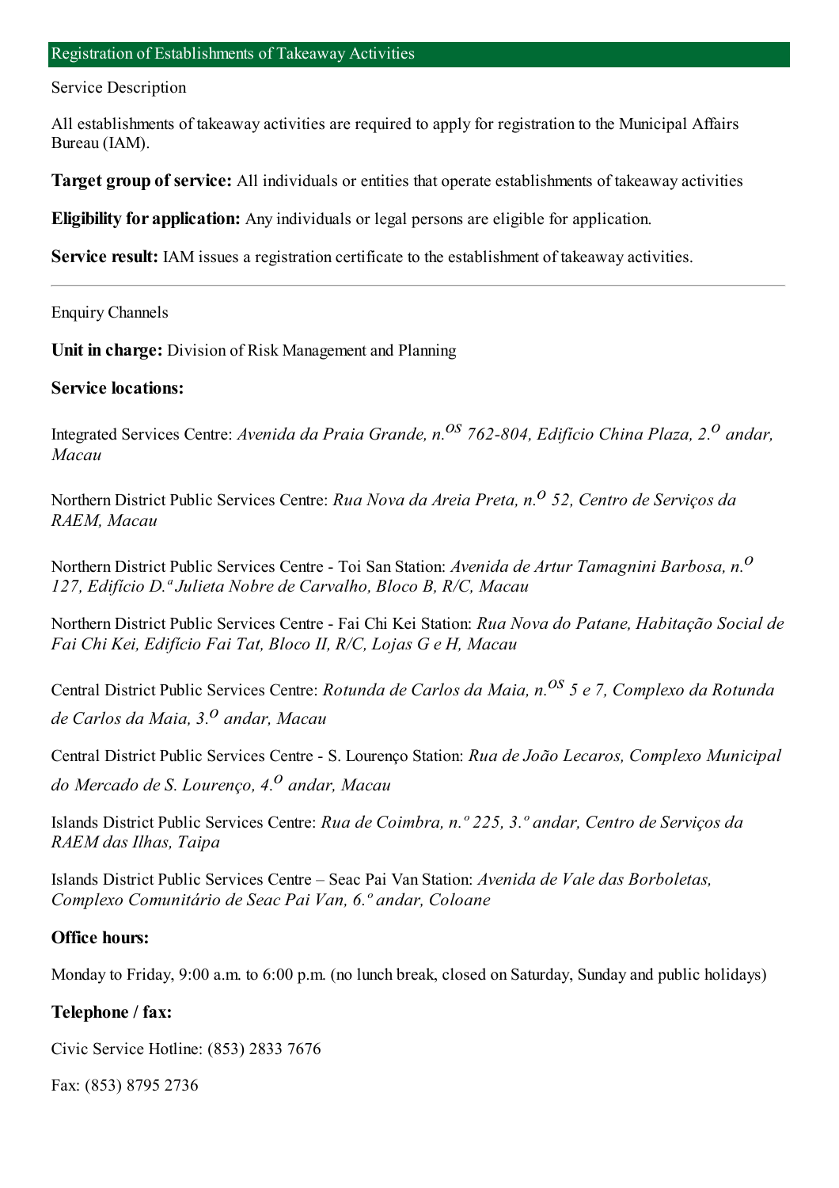## Registration of Establishments of Takeaway Activities

### Service Description

All establishments of takeaway activities are required to apply for registration to the Municipal Affairs Bureau (IAM).

**Target group of service:** All individuals or entities that operate establishments of takeaway activities

**Eligibility for application:** Any individuals or legal persons are eligible for application.

**Service result:** IAM issues a registration certificate to the establishment of takeaway activities.

---

### Enquiry Channels

**Unit in charge:** Division of Risk Management and Planning

**Service locations:**

Integrated Services Centre: *Avenida da Praia Grande, n.os 762-804, Edifício China Plaza, 2.o andar, Macau*

Northern District Public Services Centre: *Rua Nova da Areia Preta, n.o 52, Centro de Serviços da RAEM, Macau*

Northern District Public Services Centre - Toi San Station: *Avenida de Artur Tamagnini Barbosa, n.o 127, Edifício D.ª Julieta Nobre de Carvalho, Bloco B, R/C, Macau*

Northern District Public Services Centre - Fai Chi Kei Station: *Rua Nova do Patane, Habitação Social de Fai Chi Kei, Edifício Fai Tat, Bloco II, R/C, Lojas G e H, Macau*

Central District Public Services Centre: *Rotunda de Carlos da Maia, n.os 5 e 7, Complexo da Rotunda de Carlos da Maia, 3.o andar, Macau*

Central District Public Services Centre - S. Lourenço Station: *Rua de João Lecaros, Complexo Municipal do Mercado de S. Lourenço, 4.o andar, Macau*

Islands District Public Services Centre: *Rua de Coimbra, n.º 225, 3.º andar, Centro de Serviços da RAEM das Ilhas, Taipa*

Islands District Public Services Centre – Seac Pai Van Station: *Avenida de Vale das Borboletas, Complexo Comunitário de Seac Pai Van, 6.º andar, Coloane*

**Office hours:**

Monday to Friday, 9:00 a.m. to 6:00 p.m. (no lunch break, closed on Saturday, Sunday and public holidays)

**Telephone / fax:**

Civic Service Hotline: (853) 2833 7676

Fax: (853) 8795 2736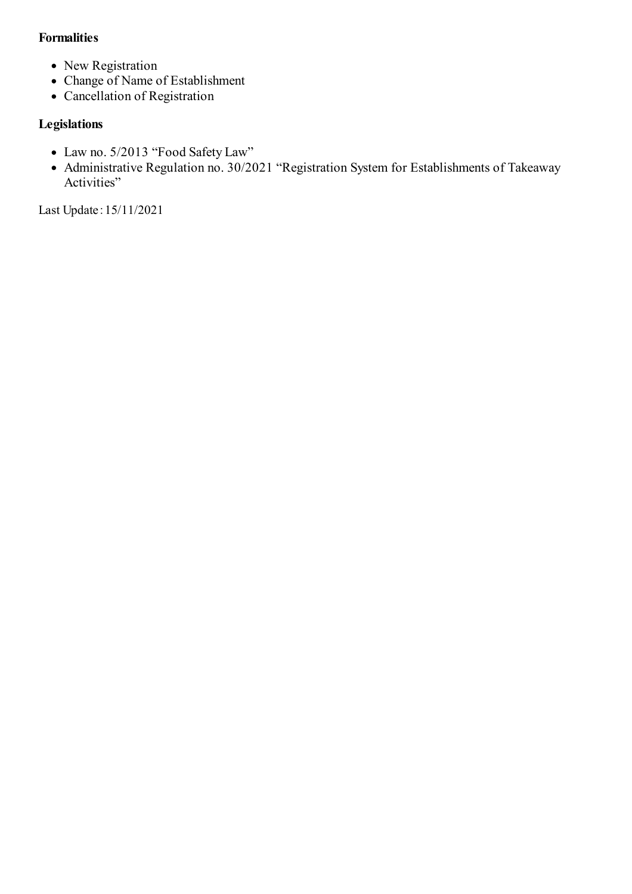**Formalities**

- New Registration
- Change of Name of Establishment
- Cancellation of Registration

**Legislations**

- Law no. 5/2013 "Food Safety Law"
- Administrative Regulation no. 30/2021 "Registration System for Establishments of Takeaway Activities"

Last Update : 15/11/2021